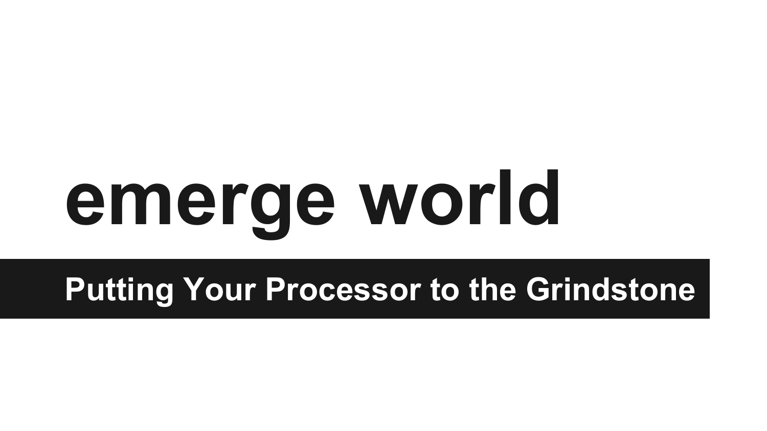# emerge world

## Putting Your Processor to the Grindstone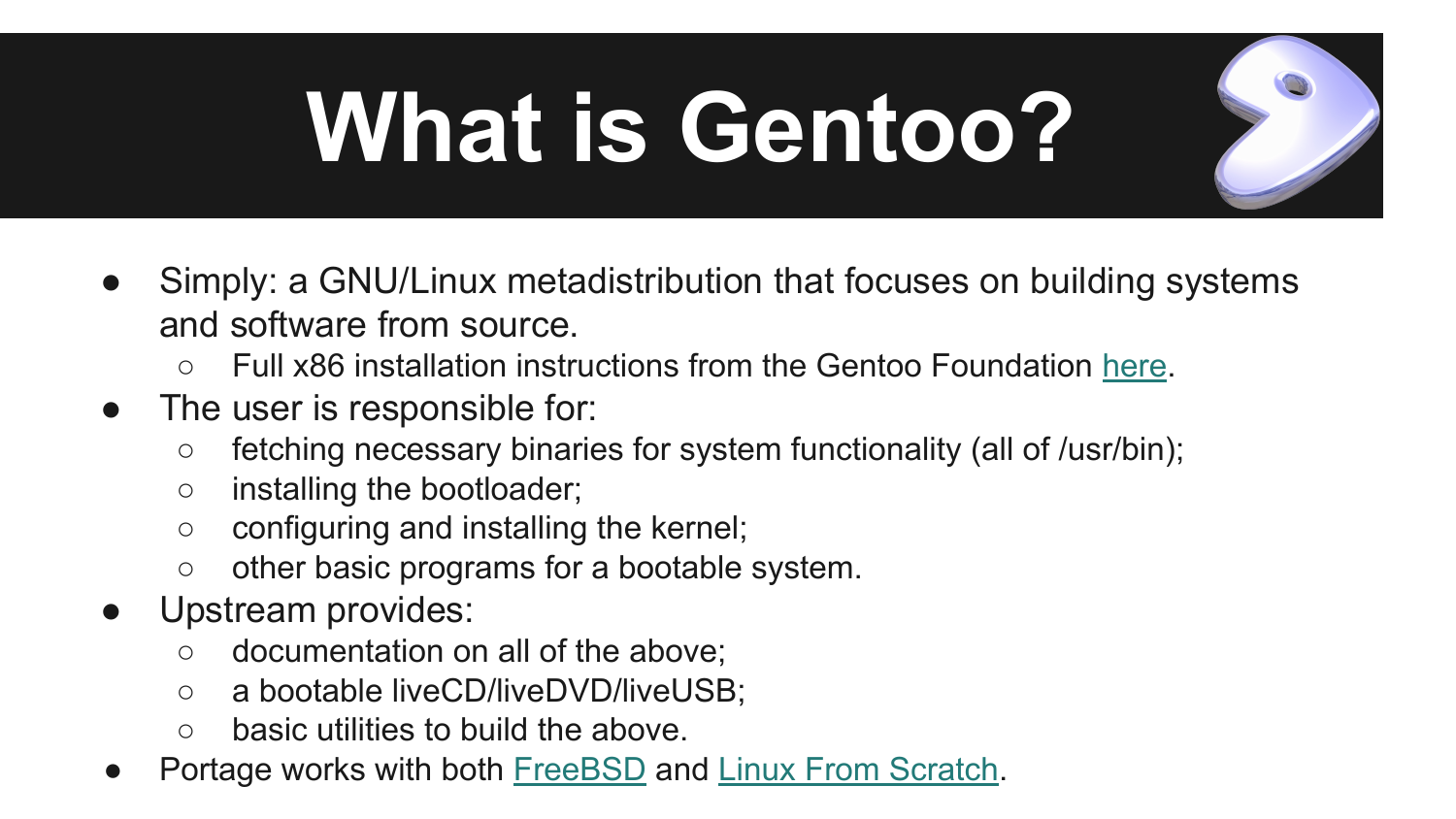# What is Gentoo?

- Simply: a GNU/Linux metadistribution that focuses on building systems and software from source.
  - Full x86 installation instructions from the Gentoo Foundation here.
- The user is responsible for:
  - fetching necessary binaries for system functionality (all of /usr/bin);
  - installing the bootloader;
  - configuring and installing the kernel;
  - other basic programs for a bootable system.
- Upstream provides:
  - documentation on all of the above;
  - a bootable liveCD/liveDVD/liveUSB;
  - basic utilities to build the above.
- Portage works with both FreeBSD and Linux From Scratch.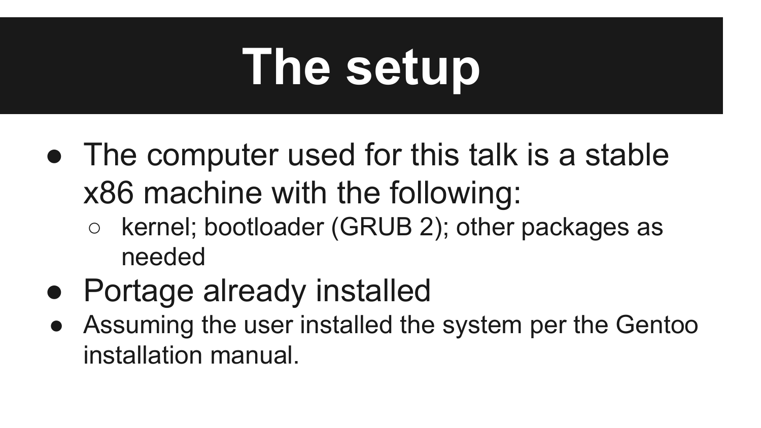# The setup

- The computer used for this talk is a stable x86 machine with the following:
  - kernel; bootloader (GRUB 2); other packages as needed
- Portage already installed
- Assuming the user installed the system per the Gentoo installation manual.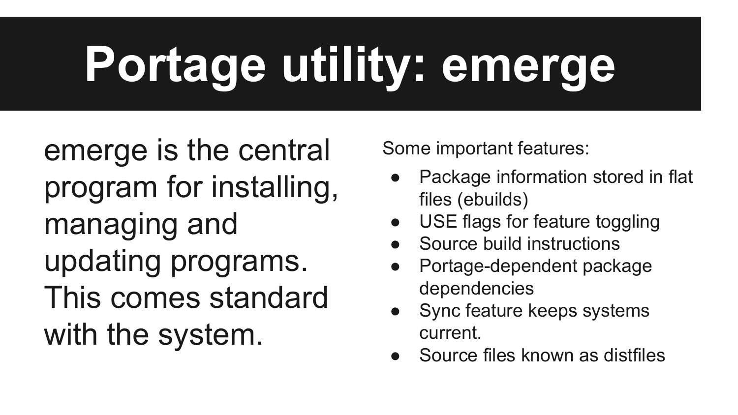# Portage utility: emerge

emerge is the central program for installing, managing and updating programs. This comes standard with the system.

Some important features:

- Package information stored in flat files (ebuilds)
- USE flags for feature toggling
- Source build instructions
- Portage-dependent package dependencies
- Sync feature keeps systems current.
- Source files known as distfiles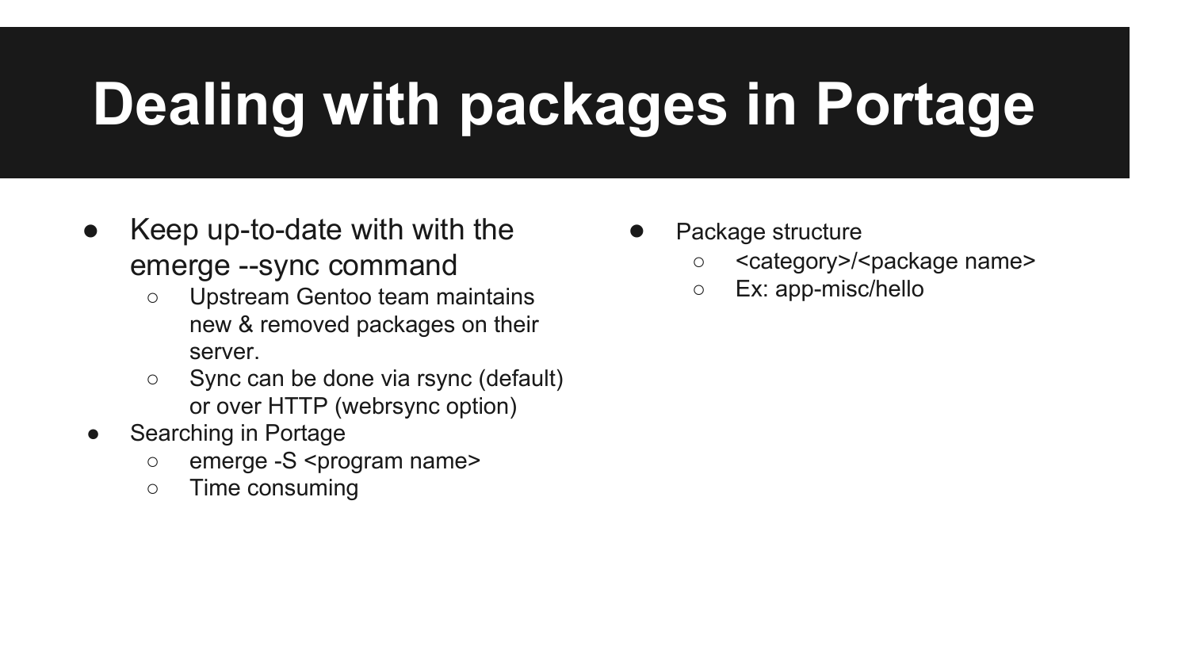# Dealing with packages in Portage

- Keep up-to-date with with the emerge --sync command
  - Upstream Gentoo team maintains new & removed packages on their server.
  - Sync can be done via rsync (default) or over HTTP (webrsync option)
- Searching in Portage
  - emerge -S <program name>
  - Time consuming
- Package structure
  - <category>/<package name>
  - Ex: app-misc/hello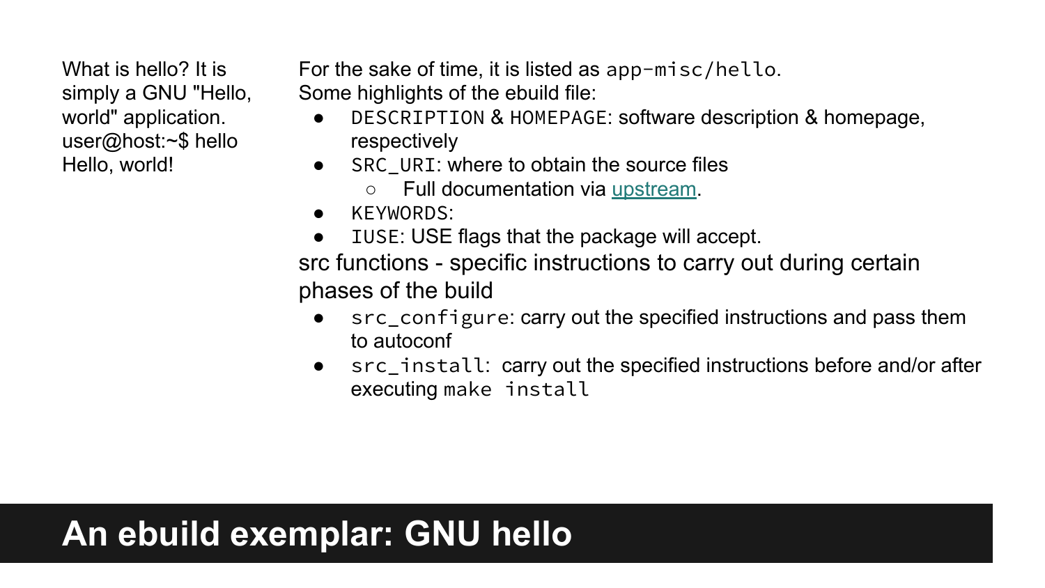# An ebuild exemplar: GNU hello

What is hello? It is simply a GNU "Hello, world" application.

```
user@host:~$ hello
Hello, world!
```

For the sake of time, it is listed as `app-misc/hello`.

Some highlights of the ebuild file:

- `DESCRIPTION` & `HOMEPAGE`: software description & homepage, respectively
- `SRC_URI`: where to obtain the source files
  - Full documentation via [upstream](upstream).
- `KEYWORDS`:
- `IUSE`: USE flags that the package will accept.

src functions - specific instructions to carry out during certain phases of the build

- `src_configure`: carry out the specified instructions and pass them to autoconf
- `src_install`: carry out the specified instructions before and/or after executing `make install`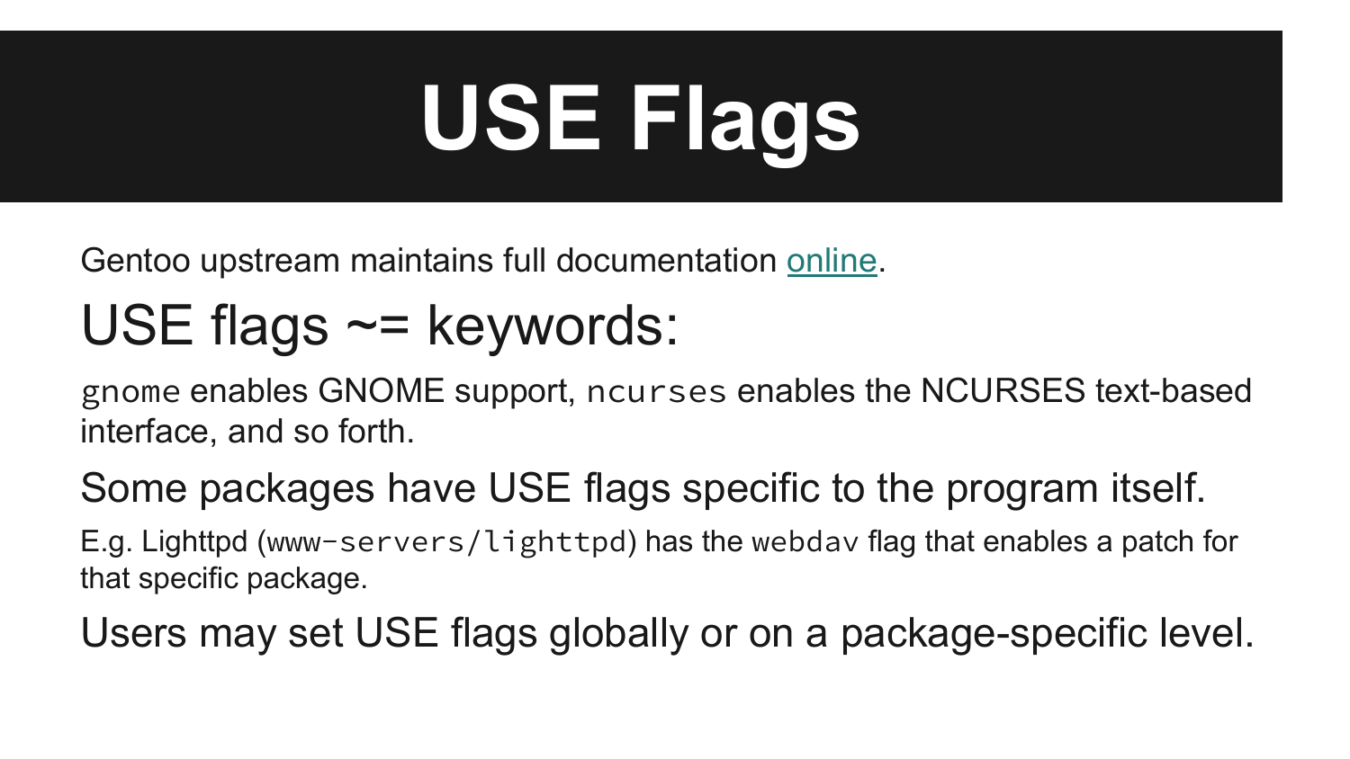# USE Flags

Gentoo upstream maintains full documentation online.

## USE flags ~= keywords:

`gnome` enables GNOME support, `ncurses` enables the NCURSES text-based interface, and so forth.

## Some packages have USE flags specific to the program itself.

E.g. Lighttpd (`www-servers/lighttpd`) has the `webdav` flag that enables a patch for that specific package.

## Users may set USE flags globally or on a package-specific level.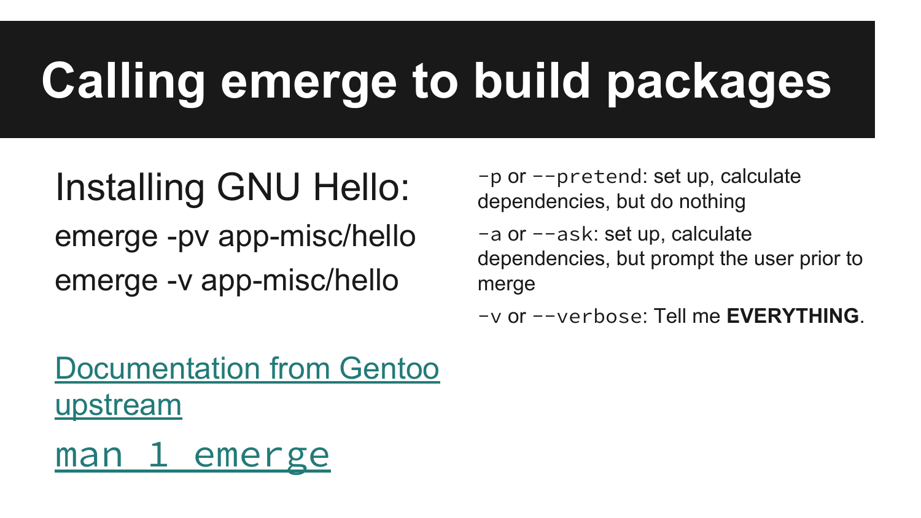# Calling emerge to build packages

Installing GNU Hello:

emerge -pv app-misc/hello

emerge -v app-misc/hello

[Documentation from Gentoo upstream]()

[`man 1 emerge`]()

`-p` or `--pretend`: set up, calculate dependencies, but do nothing

`-a` or `--ask`: set up, calculate dependencies, but prompt the user prior to merge

`-v` or `--verbose`: Tell me **EVERYTHING**.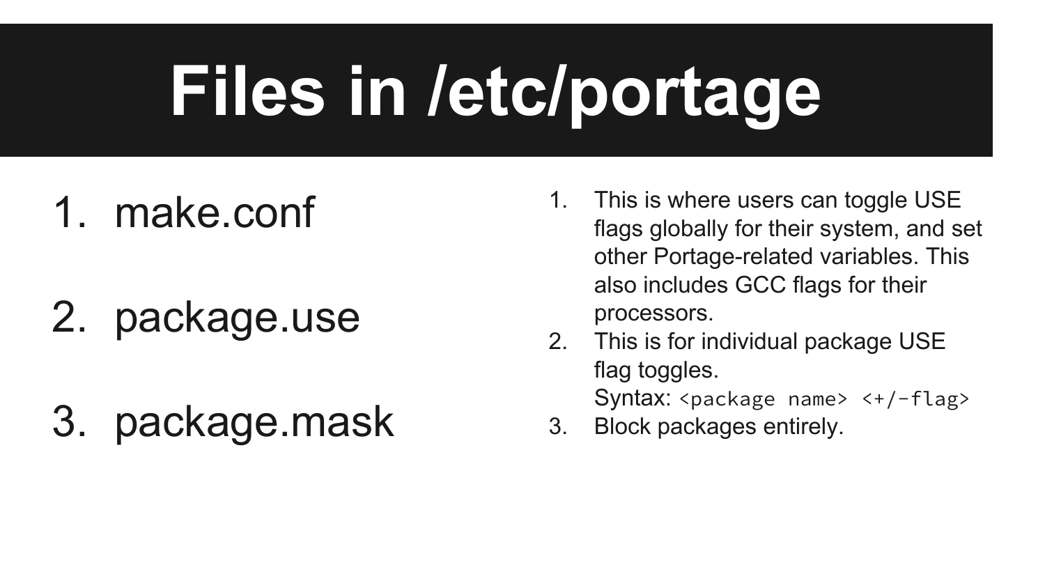# Files in /etc/portage

1. make.conf

2. package.use

3. package.mask

1. This is where users can toggle USE flags globally for their system, and set other Portage-related variables. This also includes GCC flags for their processors.
2. This is for individual package USE flag toggles.
   Syntax: `<package name> <+/-flag>`
3. Block packages entirely.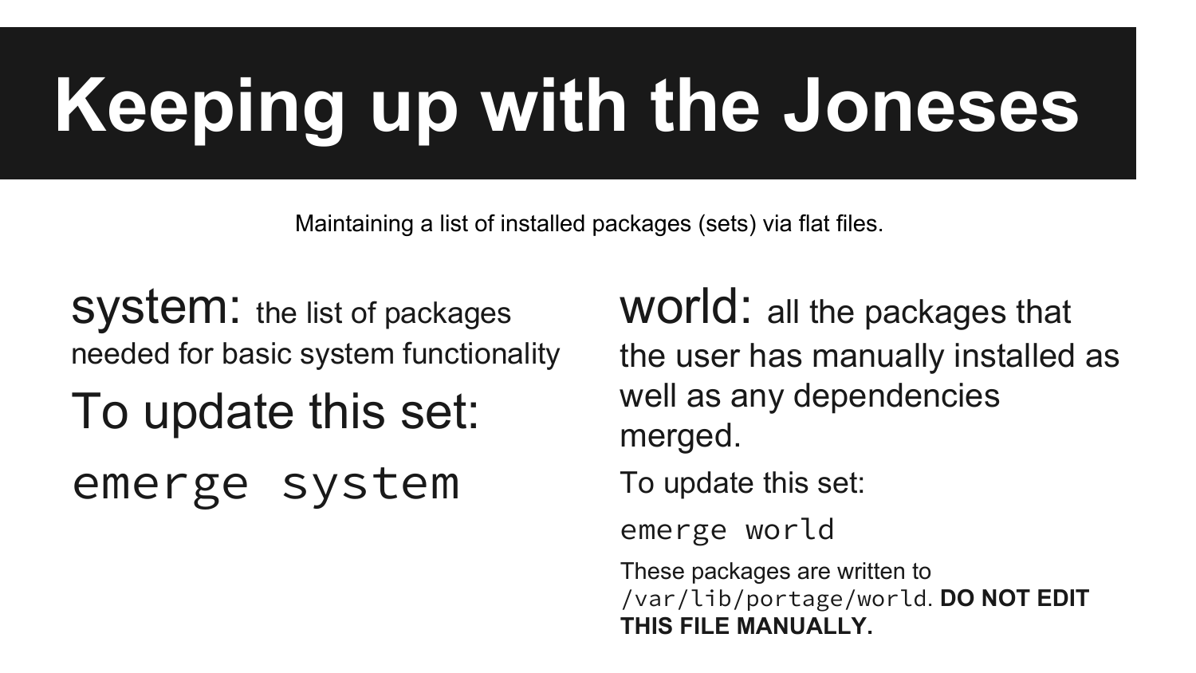# Keeping up with the Joneses

Maintaining a list of installed packages (sets) via flat files.

**system:** the list of packages needed for basic system functionality

To update this set:

```
emerge system
```

**world:** all the packages that the user has manually installed as well as any dependencies merged.

To update this set:

```
emerge world
```

These packages are written to `/var/lib/portage/world`. **DO NOT EDIT THIS FILE MANUALLY.**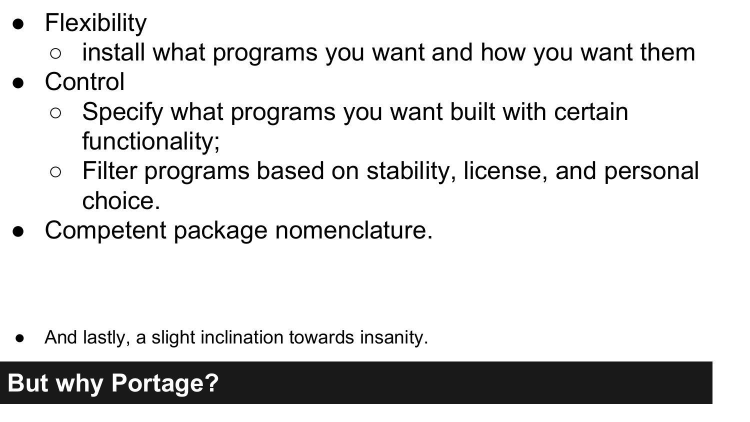- Flexibility
    - install what programs you want and how you want them
- Control
    - Specify what programs you want built with certain functionality;
    - Filter programs based on stability, license, and personal choice.
- Competent package nomenclature.

- And lastly, a slight inclination towards insanity.

## But why Portage?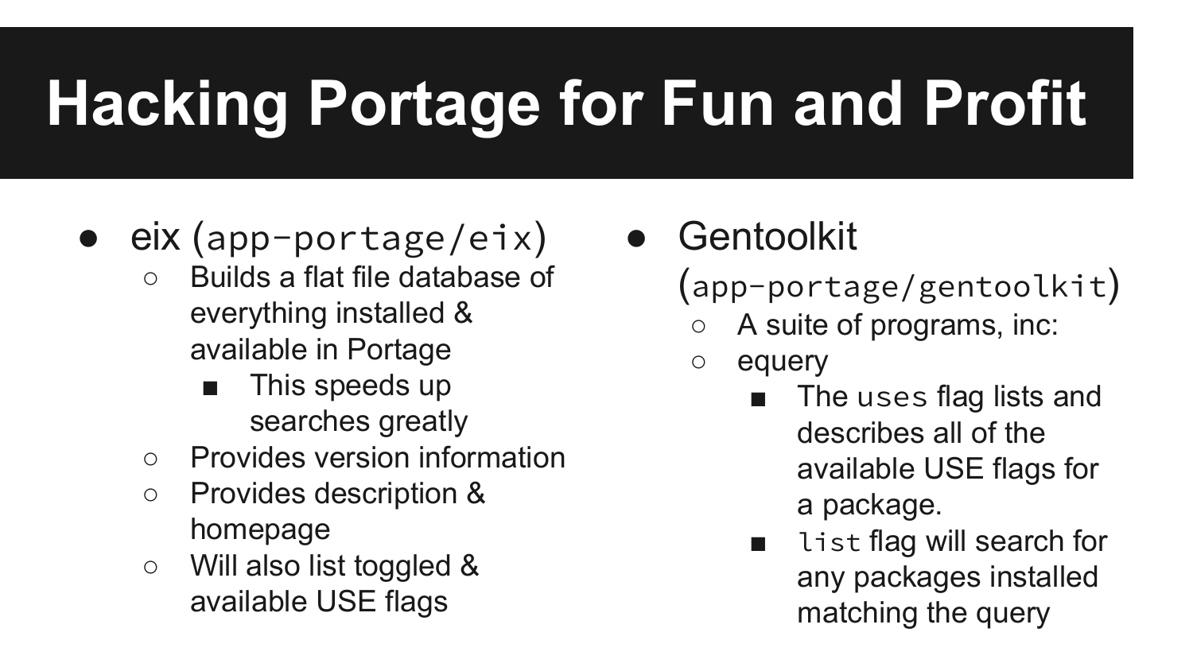# Hacking Portage for Fun and Profit

- eix (`app-portage/eix`)
  - Builds a flat file database of everything installed & available in Portage
    - This speeds up searches greatly
  - Provides version information
  - Provides description & homepage
  - Will also list toggled & available USE flags

- Gentoolkit (`app-portage/gentoolkit`)
  - A suite of programs, inc:
  - equery
    - The `uses` flag lists and describes all of the available USE flags for a package.
    - `list` flag will search for any packages installed matching the query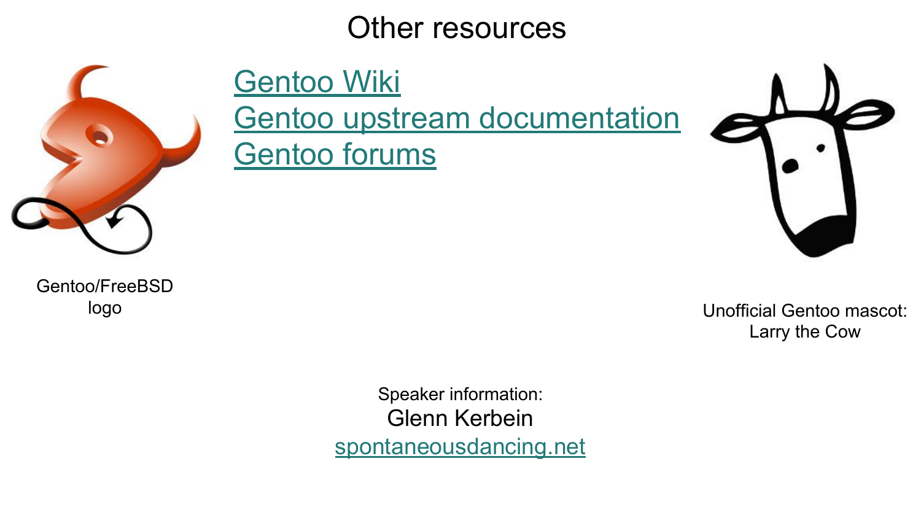# Other resources

[Gentoo Wiki](#)
[Gentoo upstream documentation](#)
[Gentoo forums](#)

Gentoo/FreeBSD logo

Unofficial Gentoo mascot: Larry the Cow

Speaker information:
Glenn Kerbein
spontaneousdancing.net